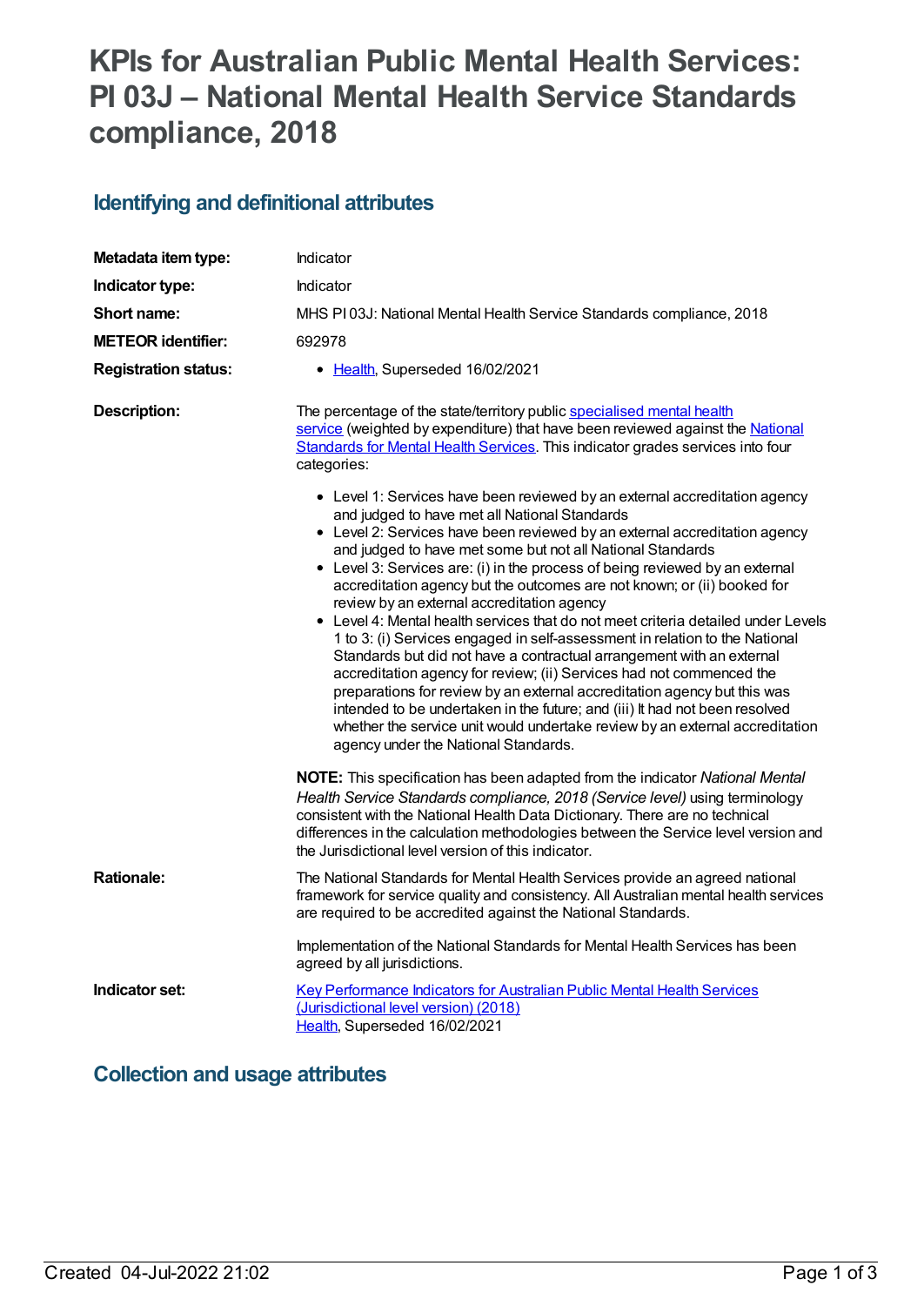# KPIs for Australian Public Mental Health Services: PI 03J – National Mental Health Service Standards compliance, 2018

## Identifying and definitional attributes

| | |
|---|---|
| **Metadata item type:** | Indicator |
| **Indicator type:** | Indicator |
| **Short name:** | MHS PI 03J: National Mental Health Service Standards compliance, 2018 |
| **METEOR identifier:** | 692978 |
| **Registration status:** | Health, Superseded 16/02/2021 |

**Description:**

The percentage of the state/territory public specialised mental health service (weighted by expenditure) that have been reviewed against the National Standards for Mental Health Services. This indicator grades services into four categories:

- Level 1: Services have been reviewed by an external accreditation agency and judged to have met all National Standards
- Level 2: Services have been reviewed by an external accreditation agency and judged to have met some but not all National Standards
- Level 3: Services are: (i) in the process of being reviewed by an external accreditation agency but the outcomes are not known; or (ii) booked for review by an external accreditation agency
- Level 4: Mental health services that do not meet criteria detailed under Levels 1 to 3: (i) Services engaged in self-assessment in relation to the National Standards but did not have a contractual arrangement with an external accreditation agency for review; (ii) Services had not commenced the preparations for review by an external accreditation agency but this was intended to be undertaken in the future; and (iii) It had not been resolved whether the service unit would undertake review by an external accreditation agency under the National Standards.

**NOTE:** This specification has been adapted from the indicator *National Mental Health Service Standards compliance, 2018 (Service level)* using terminology consistent with the National Health Data Dictionary. There are no technical differences in the calculation methodologies between the Service level version and the Jurisdictional level version of this indicator.

**Rationale:**

The National Standards for Mental Health Services provide an agreed national framework for service quality and consistency. All Australian mental health services are required to be accredited against the National Standards.

Implementation of the National Standards for Mental Health Services has been agreed by all jurisdictions.

**Indicator set:**

Key Performance Indicators for Australian Public Mental Health Services (Jurisdictional level version) (2018)
Health, Superseded 16/02/2021

## Collection and usage attributes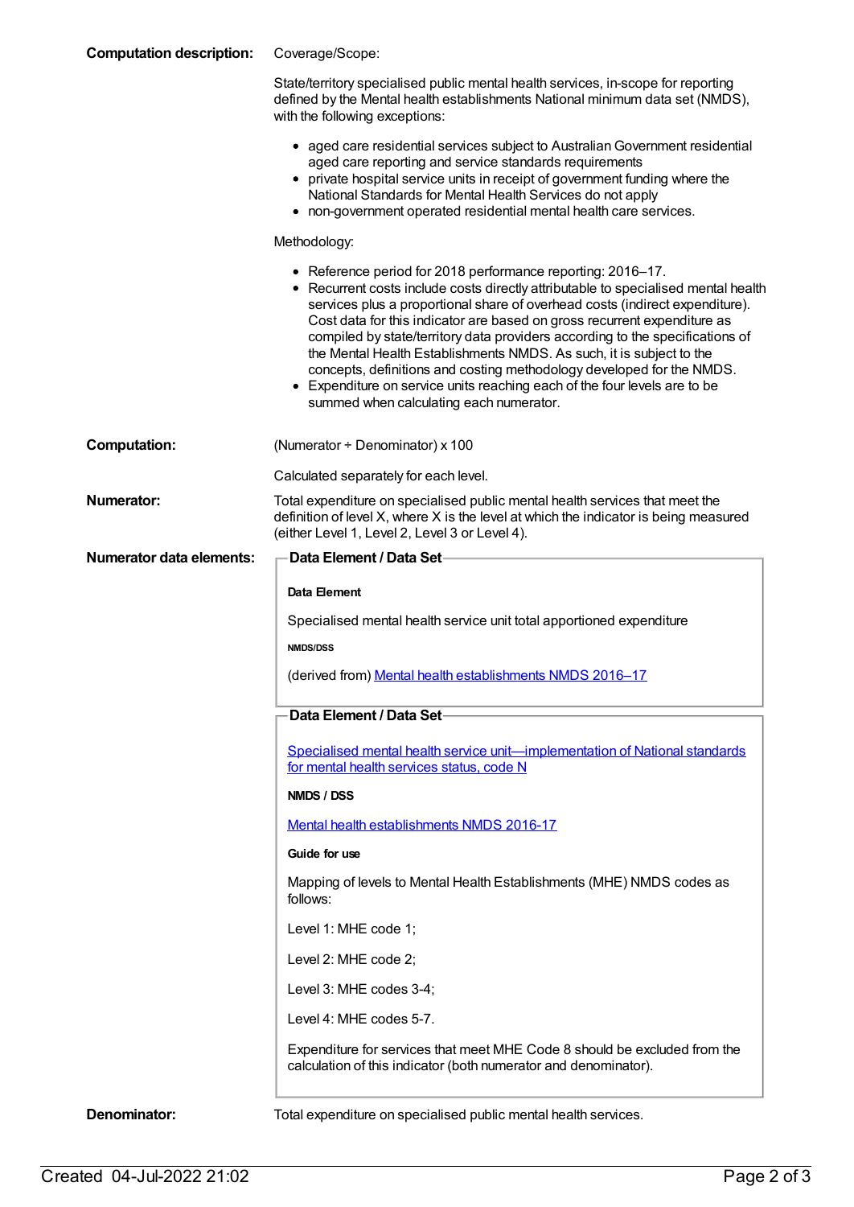**Computation description:** Coverage/Scope:

State/territory specialised public mental health services, in-scope for reporting defined by the Mental health establishments National minimum data set (NMDS), with the following exceptions:

- aged care residential services subject to Australian Government residential aged care reporting and service standards requirements
- private hospital service units in receipt of government funding where the National Standards for Mental Health Services do not apply
- non-government operated residential mental health care services.

Methodology:

- Reference period for 2018 performance reporting: 2016–17.
- Recurrent costs include costs directly attributable to specialised mental health services plus a proportional share of overhead costs (indirect expenditure). Cost data for this indicator are based on gross recurrent expenditure as compiled by state/territory data providers according to the specifications of the Mental Health Establishments NMDS. As such, it is subject to the concepts, definitions and costing methodology developed for the NMDS.
- Expenditure on service units reaching each of the four levels are to be summed when calculating each numerator.

**Computation:** (Numerator ÷ Denominator) x 100

Calculated separately for each level.

**Numerator:** Total expenditure on specialised public mental health services that meet the definition of level X, where X is the level at which the indicator is being measured (either Level 1, Level 2, Level 3 or Level 4).

**Numerator data elements:**

**Data Element / Data Set**

**Data Element**

Specialised mental health service unit total apportioned expenditure

**NMDS/DSS**

(derived from) Mental health establishments NMDS 2016–17

**Data Element / Data Set**

Specialised mental health service unit—implementation of National standards for mental health services status, code N

**NMDS / DSS**

Mental health establishments NMDS 2016-17

**Guide for use**

Mapping of levels to Mental Health Establishments (MHE) NMDS codes as follows:

Level 1: MHE code 1;

Level 2: MHE code 2;

Level 3: MHE codes 3-4;

Level 4: MHE codes 5-7.

Expenditure for services that meet MHE Code 8 should be excluded from the calculation of this indicator (both numerator and denominator).

**Denominator:** Total expenditure on specialised public mental health services.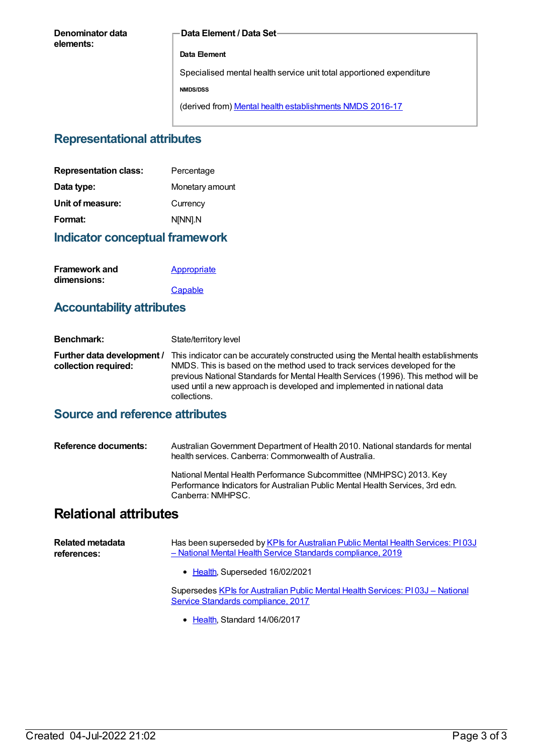**Denominator data elements:**

**Data Element / Data Set**

**Data Element**

Specialised mental health service unit total apportioned expenditure

**NMDS/DSS**

(derived from) Mental health establishments NMDS 2016-17

## Representational attributes

| | |
|---|---|
| **Representation class:** | Percentage |
| **Data type:** | Monetary amount |
| **Unit of measure:** | Currency |
| **Format:** | N[NN].N |

## Indicator conceptual framework

**Framework and dimensions:**

Appropriate

Capable

## Accountability attributes

**Benchmark:** State/territory level

**Further data development / collection required:** This indicator can be accurately constructed using the Mental health establishments NMDS. This is based on the method used to track services developed for the previous National Standards for Mental Health Services (1996). This method will be used until a new approach is developed and implemented in national data collections.

## Source and reference attributes

**Reference documents:**

Australian Government Department of Health 2010. National standards for mental health services. Canberra: Commonwealth of Australia.

National Mental Health Performance Subcommittee (NMHPSC) 2013. Key Performance Indicators for Australian Public Mental Health Services, 3rd edn. Canberra: NMHPSC.

# Relational attributes

**Related metadata references:**

Has been superseded by KPIs for Australian Public Mental Health Services: PI 03J – National Mental Health Service Standards compliance, 2019

- Health, Superseded 16/02/2021

Supersedes KPIs for Australian Public Mental Health Services: PI 03J – National Service Standards compliance, 2017

- Health, Standard 14/06/2017